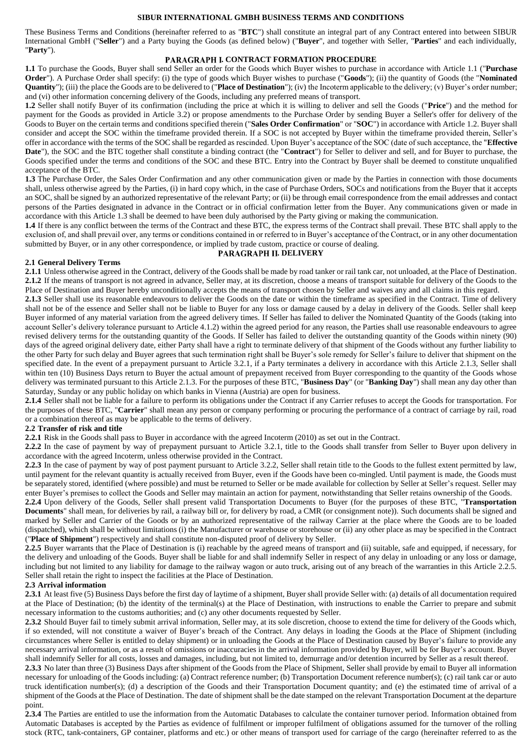# SIBUR INTERNATIONAL GMBH BUSINESS TERMS AND CONDITIONS

These Business Terms and Conditions (hereinafter referred to as "**BTC**") shall constitute an integral part of any Contract entered into between SIBUR International GmbH ("**Seller**") and a Party buying the Goods (as defined below) ("**Buyer**", and together with Seller, "**Parties**" and each individually, "**Party**").

## PARAGRAPH I. CONTRACT FORMATION PROCEDURE

**1.1** To purchase the Goods, Buyer shall send Seller an order for the Goods which Buyer wishes to purchase in accordance with Article 1.1 ("**Purchase Order**"). A Purchase Order shall specify: (i) the type of goods which Buyer wishes to purchase ("**Goods**"); (ii) the quantity of Goods (the "**Nominated Quantity**"); (iii) the place the Goods are to be delivered to ("**Place of Destination**"); (iv) the Incoterm applicable to the delivery; (v) Buyer's order number; and (vi) other information concerning delivery of the Goods, including any preferred means of transport.

**1.2** Seller shall notify Buyer of its confirmation (including the price at which it is willing to deliver and sell the Goods ("**Price**") and the method for payment for the Goods as provided in Article 3.2) or propose amendments to the Purchase Order by sending Buyer a Seller's offer for delivery of the Goods to Buyer on the certain terms and conditions specified therein ("**Sales Order Confirmation**" or "**SOC**") in accordance with Article 1.2. Buyer shall consider and accept the SOC within the timeframe provided therein. If a SOC is not accepted by Buyer within the timeframe provided therein, Seller's offer in accordance with the terms of the SOC shall be regarded as rescinded. Upon Buyer's acceptance of the SOC (date of such acceptance, the "**Effective Date**"), the SOC and the BTC together shall constitute a binding contract (the "**Contract**") for Seller to deliver and sell, and for Buyer to purchase, the Goods specified under the terms and conditions of the SOC and these BTC. Entry into the Contract by Buyer shall be deemed to constitute unqualified acceptance of the BTC.

**1.3** The Purchase Order, the Sales Order Confirmation and any other communication given or made by the Parties in connection with those documents shall, unless otherwise agreed by the Parties, (i) in hard copy which, in the case of Purchase Orders, SOCs and notifications from the Buyer that it accepts an SOC, shall be signed by an authorized representative of the relevant Party; or (ii) be through email correspondence from the email addresses and contact persons of the Parties designated in advance in the Contract or in official confirmation letter from the Buyer. Any communications given or made in accordance with this Article 1.3 shall be deemed to have been duly authorised by the Party giving or making the communication.

**1.4** If there is any conflict between the terms of the Contract and these BTC, the express terms of the Contract shall prevail. These BTC shall apply to the exclusion of, and shall prevail over, any terms or conditions contained in or referred to in Buyer's acceptance of the Contract, or in any other documentation submitted by Buyer, or in any other correspondence, or implied by trade custom, practice or course of dealing.

## PARAGRAPH II. DELIVERY

### 2.1 General Delivery Terms

**2.1.1** Unless otherwise agreed in the Contract, delivery of the Goods shall be made by road tanker or rail tank car, not unloaded, at the Place of Destination.

**2.1.2** If the means of transport is not agreed in advance, Seller may, at its discretion, choose a means of transport suitable for delivery of the Goods to the Place of Destination and Buyer hereby unconditionally accepts the means of transport chosen by Seller and waives any and all claims in this regard.

**2.1.3** Seller shall use its reasonable endeavours to deliver the Goods on the date or within the timeframe as specified in the Contract. Time of delivery shall not be of the essence and Seller shall not be liable to Buyer for any loss or damage caused by a delay in delivery of the Goods. Seller shall keep Buyer informed of any material variation from the agreed delivery times. If Seller has failed to deliver the Nominated Quantity of the Goods (taking into account Seller's delivery tolerance pursuant to Article 4.1.2) within the agreed period for any reason, the Parties shall use reasonable endeavours to agree revised delivery terms for the outstanding quantity of the Goods. If Seller has failed to deliver the outstanding quantity of the Goods within ninety (90) days of the agreed original delivery date, either Party shall have a right to terminate delivery of that shipment of the Goods without any further liability to the other Party for such delay and Buyer agrees that such termination right shall be Buyer's sole remedy for Seller's failure to deliver that shipment on the specified date. In the event of a prepayment pursuant to Article 3.2.1, if a Party terminates a delivery in accordance with this Article 2.1.3, Seller shall within ten (10) Business Days return to Buyer the actual amount of prepayment received from Buyer corresponding to the quantity of the Goods whose delivery was terminated pursuant to this Article 2.1.3. For the purposes of these BTC, "**Business Day**" (or "**Banking Day**") shall mean any day other than Saturday, Sunday or any public holiday on which banks in Vienna (Austria) are open for business.

**2.1.4** Seller shall not be liable for a failure to perform its obligations under the Contract if any Carrier refuses to accept the Goods for transportation. For the purposes of these BTC, "**Carrier**" shall mean any person or company performing or procuring the performance of a contract of carriage by rail, road or a combination thereof as may be applicable to the terms of delivery.

### 2.2 Transfer of risk and title

**2.2.1** Risk in the Goods shall pass to Buyer in accordance with the agreed Incoterm (2010) as set out in the Contract.

**2.2.2** In the case of payment by way of prepayment pursuant to Article 3.2.1, title to the Goods shall transfer from Seller to Buyer upon delivery in accordance with the agreed Incoterm, unless otherwise provided in the Contract.

**2.2.3** In the case of payment by way of post payment pursuant to Article 3.2.2, Seller shall retain title to the Goods to the fullest extent permitted by law, until payment for the relevant quantity is actually received from Buyer, even if the Goods have been co-mingled. Until payment is made, the Goods must be separately stored, identified (where possible) and must be returned to Seller or be made available for collection by Seller at Seller's request. Seller may enter Buyer's premises to collect the Goods and Seller may maintain an action for payment, notwithstanding that Seller retains ownership of the Goods.

**2.2.4** Upon delivery of the Goods, Seller shall present valid Transportation Documents to Buyer (for the purposes of these BTC, "**Transportation Documents**" shall mean, for deliveries by rail, a railway bill or, for delivery by road, a CMR (or consignment note)). Such documents shall be signed and marked by Seller and Carrier of the Goods or by an authorized representative of the railway Carrier at the place where the Goods are to be loaded (dispatched), which shall be without limitations (i) the Manufacturer or warehouse or storehouse or (ii) any other place as may be specified in the Contract ("**Place of Shipment**") respectively and shall constitute non-disputed proof of delivery by Seller.

**2.2.5** Buyer warrants that the Place of Destination is (i) reachable by the agreed means of transport and (ii) suitable, safe and equipped, if necessary, for the delivery and unloading of the Goods. Buyer shall be liable for and shall indemnify Seller in respect of any delay in unloading or any loss or damage, including but not limited to any liability for damage to the railway wagon or auto truck, arising out of any breach of the warranties in this Article 2.2.5. Seller shall retain the right to inspect the facilities at the Place of Destination.

### 2.3 Arrival information

**2.3.1** At least five (5) Business Days before the first day of laytime of a shipment, Buyer shall provide Seller with: (a) details of all documentation required at the Place of Destination; (b) the identity of the terminal(s) at the Place of Destination, with instructions to enable the Carrier to prepare and submit necessary information to the customs authorities; and (c) any other documents requested by Seller.

**2.3.2** Should Buyer fail to timely submit arrival information, Seller may, at its sole discretion, choose to extend the time for delivery of the Goods which, if so extended, will not constitute a waiver of Buyer's breach of the Contract. Any delays in loading the Goods at the Place of Shipment (including circumstances where Seller is entitled to delay shipment) or in unloading the Goods at the Place of Destination caused by Buyer's failure to provide any necessary arrival information, or as a result of omissions or inaccuracies in the arrival information provided by Buyer, will be for Buyer's account. Buyer shall indemnify Seller for all costs, losses and damages, including, but not limited to, demurrage and/or detention incurred by Seller as a result thereof.

**2.3.3** No later than three (3) Business Days after shipment of the Goods from the Place of Shipment, Seller shall provide by email to Buyer all information necessary for unloading of the Goods including: (a) Contract reference number; (b) Transportation Document reference number(s); (c) rail tank car or auto truck identification number(s); (d) a description of the Goods and their Transportation Document quantity; and (e) the estimated time of arrival of a shipment of the Goods at the Place of Destination. The date of shipment shall be the date stamped on the relevant Transportation Document at the departure point.

**2.3.4** The Parties are entitled to use the information from the Automatic Databases to calculate the container turnover period. Information obtained from Automatic Databases is accepted by the Parties as evidence of fulfilment or improper fulfilment of obligations assumed for the turnover of the rolling stock (RTC, tank-containers, GP container, platforms and etc.) or other means of transport used for carriage of the cargo (hereinafter referred to as the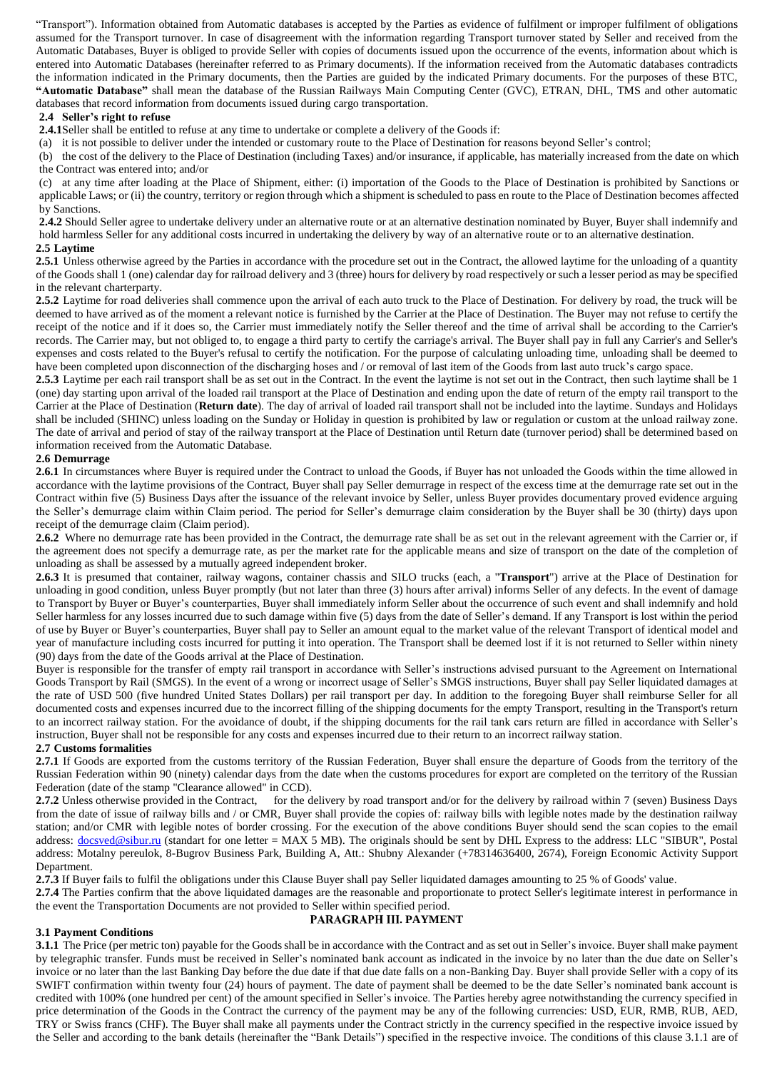"Transport"). Information obtained from Automatic databases is accepted by the Parties as evidence of fulfilment or improper fulfilment of obligations assumed for the Transport turnover. In case of disagreement with the information regarding Transport turnover stated by Seller and received from the Automatic Databases, Buyer is obliged to provide Seller with copies of documents issued upon the occurrence of the events, information about which is entered into Automatic Databases (hereinafter referred to as Primary documents). If the information received from the Automatic databases contradicts the information indicated in the Primary documents, then the Parties are guided by the indicated Primary documents. For the purposes of these BTC, **"Automatic Database"** shall mean the database of the Russian Railways Main Computing Center (GVC), ETRAN, DHL, TMS and other automatic databases that record information from documents issued during cargo transportation.

**2.4 Seller's right to refuse**

**2.4.1**Seller shall be entitled to refuse at any time to undertake or complete a delivery of the Goods if:

(a) it is not possible to deliver under the intended or customary route to the Place of Destination for reasons beyond Seller's control;

(b) the cost of the delivery to the Place of Destination (including Taxes) and/or insurance, if applicable, has materially increased from the date on which the Contract was entered into; and/or

(c) at any time after loading at the Place of Shipment, either: (i) importation of the Goods to the Place of Destination is prohibited by Sanctions or applicable Laws; or (ii) the country, territory or region through which a shipment is scheduled to pass en route to the Place of Destination becomes affected by Sanctions.

**2.4.2** Should Seller agree to undertake delivery under an alternative route or at an alternative destination nominated by Buyer, Buyer shall indemnify and hold harmless Seller for any additional costs incurred in undertaking the delivery by way of an alternative route or to an alternative destination.

**2.5 Laytime**

**2.5.1** Unless otherwise agreed by the Parties in accordance with the procedure set out in the Contract, the allowed laytime for the unloading of a quantity of the Goods shall 1 (one) calendar day for railroad delivery and 3 (three) hours for delivery by road respectively or such a lesser period as may be specified in the relevant charterparty.

**2.5.2** Laytime for road deliveries shall commence upon the arrival of each auto truck to the Place of Destination. For delivery by road, the truck will be deemed to have arrived as of the moment a relevant notice is furnished by the Carrier at the Place of Destination. The Buyer may not refuse to certify the receipt of the notice and if it does so, the Carrier must immediately notify the Seller thereof and the time of arrival shall be according to the Carrier's records. The Carrier may, but not obliged to, to engage a third party to certify the carriage's arrival. The Buyer shall pay in full any Carrier's and Seller's expenses and costs related to the Buyer's refusal to certify the notification. For the purpose of calculating unloading time, unloading shall be deemed to have been completed upon disconnection of the discharging hoses and / or removal of last item of the Goods from last auto truck's cargo space.

**2.5.3** Laytime per each rail transport shall be as set out in the Contract. In the event the laytime is not set out in the Contract, then such laytime shall be 1 (one) day starting upon arrival of the loaded rail transport at the Place of Destination and ending upon the date of return of the empty rail transport to the Carrier at the Place of Destination (**Return date**). The day of arrival of loaded rail transport shall not be included into the laytime. Sundays and Holidays shall be included (SHINC) unless loading on the Sunday or Holiday in question is prohibited by law or regulation or custom at the unload railway zone. The date of arrival and period of stay of the railway transport at the Place of Destination until Return date (turnover period) shall be determined based on information received from the Automatic Database.

**2.6 Demurrage**

**2.6.1** In circumstances where Buyer is required under the Contract to unload the Goods, if Buyer has not unloaded the Goods within the time allowed in accordance with the laytime provisions of the Contract, Buyer shall pay Seller demurrage in respect of the excess time at the demurrage rate set out in the Contract within five (5) Business Days after the issuance of the relevant invoice by Seller, unless Buyer provides documentary proved evidence arguing the Seller's demurrage claim within Claim period. The period for Seller's demurrage claim consideration by the Buyer shall be 30 (thirty) days upon receipt of the demurrage claim (Claim period).

**2.6.2** Where no demurrage rate has been provided in the Contract, the demurrage rate shall be as set out in the relevant agreement with the Carrier or, if the agreement does not specify a demurrage rate, as per the market rate for the applicable means and size of transport on the date of the completion of unloading as shall be assessed by a mutually agreed independent broker.

**2.6.3** It is presumed that container, railway wagons, container chassis and SILO trucks (each, a "**Transport**") arrive at the Place of Destination for unloading in good condition, unless Buyer promptly (but not later than three (3) hours after arrival) informs Seller of any defects. In the event of damage to Transport by Buyer or Buyer's counterparties, Buyer shall immediately inform Seller about the occurrence of such event and shall indemnify and hold Seller harmless for any losses incurred due to such damage within five (5) days from the date of Seller's demand. If any Transport is lost within the period of use by Buyer or Buyer's counterparties, Buyer shall pay to Seller an amount equal to the market value of the relevant Transport of identical model and year of manufacture including costs incurred for putting it into operation. The Transport shall be deemed lost if it is not returned to Seller within ninety (90) days from the date of the Goods arrival at the Place of Destination.

Buyer is responsible for the transfer of empty rail transport in accordance with Seller's instructions advised pursuant to the Agreement on International Goods Transport by Rail (SMGS). In the event of a wrong or incorrect usage of Seller's SMGS instructions, Buyer shall pay Seller liquidated damages at the rate of USD 500 (five hundred United States Dollars) per rail transport per day. In addition to the foregoing Buyer shall reimburse Seller for all documented costs and expenses incurred due to the incorrect filling of the shipping documents for the empty Transport, resulting in the Transport's return to an incorrect railway station. For the avoidance of doubt, if the shipping documents for the rail tank cars return are filled in accordance with Seller's instruction, Buyer shall not be responsible for any costs and expenses incurred due to their return to an incorrect railway station.

**2.7 Customs formalities**

**2.7.1** If Goods are exported from the customs territory of the Russian Federation, Buyer shall ensure the departure of Goods from the territory of the Russian Federation within 90 (ninety) calendar days from the date when the customs procedures for export are completed on the territory of the Russian Federation (date of the stamp "Clearance allowed" in CCD).

**2.7.2** Unless otherwise provided in the Contract, for the delivery by road transport and/or for the delivery by railroad within 7 (seven) Business Days from the date of issue of railway bills and / or CMR, Buyer shall provide the copies of: railway bills with legible notes made by the destination railway station; and/or CMR with legible notes of border crossing. For the execution of the above conditions Buyer should send the scan copies to the email address: docsved@sibur.ru (standart for one letter = MAX 5 MB). The originals should be sent by DHL Express to the address: LLC "SIBUR", Postal address: Motalny pereulok, 8-Bugrov Business Park, Building A, Att.: Shubny Alexander (+78314636400, 2674), Foreign Economic Activity Support Department.

**2.7.3** If Buyer fails to fulfil the obligations under this Clause Buyer shall pay Seller liquidated damages amounting to 25 % of Goods' value.

**2.7.4** The Parties confirm that the above liquidated damages are the reasonable and proportionate to protect Seller's legitimate interest in performance in the event the Transportation Documents are not provided to Seller within specified period.

## PARAGRAPH III. PAYMENT

**3.1 Payment Conditions**

**3.1.1** The Price (per metric ton) payable for the Goods shall be in accordance with the Contract and as set out in Seller's invoice. Buyer shall make payment by telegraphic transfer. Funds must be received in Seller's nominated bank account as indicated in the invoice by no later than the due date on Seller's invoice or no later than the last Banking Day before the due date if that due date falls on a non-Banking Day. Buyer shall provide Seller with a copy of its SWIFT confirmation within twenty four (24) hours of payment. The date of payment shall be deemed to be the date Seller's nominated bank account is credited with 100% (one hundred per cent) of the amount specified in Seller's invoice. The Parties hereby agree notwithstanding the currency specified in price determination of the Goods in the Contract the currency of the payment may be any of the following currencies: USD, EUR, RMB, RUB, AED, TRY or Swiss francs (CHF). The Buyer shall make all payments under the Contract strictly in the currency specified in the respective invoice issued by the Seller and according to the bank details (hereinafter the "Bank Details") specified in the respective invoice. The conditions of this clause 3.1.1 are of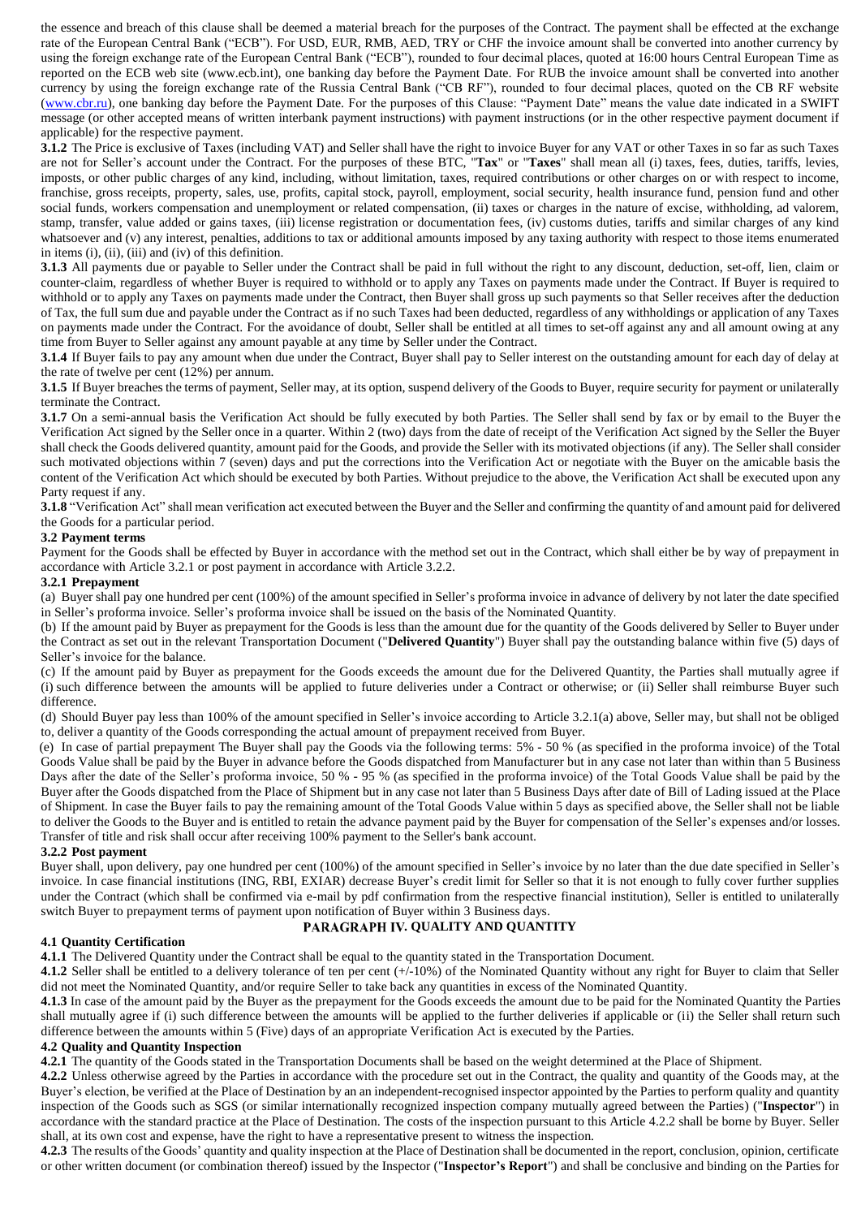the essence and breach of this clause shall be deemed a material breach for the purposes of the Contract. The payment shall be effected at the exchange rate of the European Central Bank ("ECB"). For USD, EUR, RMB, AED, TRY or CHF the invoice amount shall be converted into another currency by using the foreign exchange rate of the European Central Bank ("ECB"), rounded to four decimal places, quoted at 16:00 hours Central European Time as reported on the ECB web site (www.ecb.int), one banking day before the Payment Date. For RUB the invoice amount shall be converted into another currency by using the foreign exchange rate of the Russia Central Bank ("CB RF"), rounded to four decimal places, quoted on the CB RF website (www.cbr.ru), one banking day before the Payment Date. For the purposes of this Clause: "Payment Date" means the value date indicated in a SWIFT message (or other accepted means of written interbank payment instructions) with payment instructions (or in the other respective payment document if applicable) for the respective payment.

**3.1.2** The Price is exclusive of Taxes (including VAT) and Seller shall have the right to invoice Buyer for any VAT or other Taxes in so far as such Taxes are not for Seller's account under the Contract. For the purposes of these BTC, "**Tax**" or "**Taxes**" shall mean all (i) taxes, fees, duties, tariffs, levies, imposts, or other public charges of any kind, including, without limitation, taxes, required contributions or other charges on or with respect to income, franchise, gross receipts, property, sales, use, profits, capital stock, payroll, employment, social security, health insurance fund, pension fund and other social funds, workers compensation and unemployment or related compensation, (ii) taxes or charges in the nature of excise, withholding, ad valorem, stamp, transfer, value added or gains taxes, (iii) license registration or documentation fees, (iv) customs duties, tariffs and similar charges of any kind whatsoever and (v) any interest, penalties, additions to tax or additional amounts imposed by any taxing authority with respect to those items enumerated in items (i), (ii), (iii) and (iv) of this definition.

**3.1.3** All payments due or payable to Seller under the Contract shall be paid in full without the right to any discount, deduction, set-off, lien, claim or counter-claim, regardless of whether Buyer is required to withhold or to apply any Taxes on payments made under the Contract. If Buyer is required to withhold or to apply any Taxes on payments made under the Contract, then Buyer shall gross up such payments so that Seller receives after the deduction of Tax, the full sum due and payable under the Contract as if no such Taxes had been deducted, regardless of any withholdings or application of any Taxes on payments made under the Contract. For the avoidance of doubt, Seller shall be entitled at all times to set-off against any and all amount owing at any time from Buyer to Seller against any amount payable at any time by Seller under the Contract.

**3.1.4** If Buyer fails to pay any amount when due under the Contract, Buyer shall pay to Seller interest on the outstanding amount for each day of delay at the rate of twelve per cent (12%) per annum.

**3.1.5** If Buyer breaches the terms of payment, Seller may, at its option, suspend delivery of the Goods to Buyer, require security for payment or unilaterally terminate the Contract.

**3.1.7** On a semi-annual basis the Verification Act should be fully executed by both Parties. The Seller shall send by fax or by email to the Buyer the Verification Act signed by the Seller once in a quarter. Within 2 (two) days from the date of receipt of the Verification Act signed by the Seller the Buyer shall check the Goods delivered quantity, amount paid for the Goods, and provide the Seller with its motivated objections (if any). The Seller shall consider such motivated objections within 7 (seven) days and put the corrections into the Verification Act or negotiate with the Buyer on the amicable basis the content of the Verification Act which should be executed by both Parties. Without prejudice to the above, the Verification Act shall be executed upon any Party request if any.

**3.1.8** "Verification Act" shall mean verification act executed between the Buyer and the Seller and confirming the quantity of and amount paid for delivered the Goods for a particular period.

**3.2 Payment terms**

Payment for the Goods shall be effected by Buyer in accordance with the method set out in the Contract, which shall either be by way of prepayment in accordance with Article 3.2.1 or post payment in accordance with Article 3.2.2.

**3.2.1 Prepayment**

(a) Buyer shall pay one hundred per cent (100%) of the amount specified in Seller's proforma invoice in advance of delivery by not later the date specified in Seller's proforma invoice. Seller's proforma invoice shall be issued on the basis of the Nominated Quantity.

(b) If the amount paid by Buyer as prepayment for the Goods is less than the amount due for the quantity of the Goods delivered by Seller to Buyer under the Contract as set out in the relevant Transportation Document ("**Delivered Quantity**") Buyer shall pay the outstanding balance within five (5) days of Seller's invoice for the balance.

(c) If the amount paid by Buyer as prepayment for the Goods exceeds the amount due for the Delivered Quantity, the Parties shall mutually agree if (i) such difference between the amounts will be applied to future deliveries under a Contract or otherwise; or (ii) Seller shall reimburse Buyer such difference.

(d) Should Buyer pay less than 100% of the amount specified in Seller's invoice according to Article 3.2.1(a) above, Seller may, but shall not be obliged to, deliver a quantity of the Goods corresponding the actual amount of prepayment received from Buyer.

(e) In case of partial prepayment The Buyer shall pay the Goods via the following terms: 5% - 50 % (as specified in the proforma invoice) of the Total Goods Value shall be paid by the Buyer in advance before the Goods dispatched from Manufacturer but in any case not later than within than 5 Business Days after the date of the Seller's proforma invoice, 50 % - 95 % (as specified in the proforma invoice) of the Total Goods Value shall be paid by the Buyer after the Goods dispatched from the Place of Shipment but in any case not later than 5 Business Days after date of Bill of Lading issued at the Place of Shipment. In case the Buyer fails to pay the remaining amount of the Total Goods Value within 5 days as specified above, the Seller shall not be liable to deliver the Goods to the Buyer and is entitled to retain the advance payment paid by the Buyer for compensation of the Seller's expenses and/or losses. Transfer of title and risk shall occur after receiving 100% payment to the Seller's bank account.

**3.2.2 Post payment**

Buyer shall, upon delivery, pay one hundred per cent (100%) of the amount specified in Seller's invoice by no later than the due date specified in Seller's invoice. In case financial institutions (ING, RBI, EXIAR) decrease Buyer's credit limit for Seller so that it is not enough to fully cover further supplies under the Contract (which shall be confirmed via e-mail by pdf confirmation from the respective financial institution), Seller is entitled to unilaterally switch Buyer to prepayment terms of payment upon notification of Buyer within 3 Business days.

## PARAGRAPH IV. QUALITY AND QUANTITY

**4.1 Quantity Certification**

**4.1.1** The Delivered Quantity under the Contract shall be equal to the quantity stated in the Transportation Document.

**4.1.2** Seller shall be entitled to a delivery tolerance of ten per cent (+/-10%) of the Nominated Quantity without any right for Buyer to claim that Seller did not meet the Nominated Quantity, and/or require Seller to take back any quantities in excess of the Nominated Quantity.

**4.1.3** In case of the amount paid by the Buyer as the prepayment for the Goods exceeds the amount due to be paid for the Nominated Quantity the Parties shall mutually agree if (i) such difference between the amounts will be applied to the further deliveries if applicable or (ii) the Seller shall return such difference between the amounts within 5 (Five) days of an appropriate Verification Act is executed by the Parties.

**4.2 Quality and Quantity Inspection**

**4.2.1** The quantity of the Goods stated in the Transportation Documents shall be based on the weight determined at the Place of Shipment.

**4.2.2** Unless otherwise agreed by the Parties in accordance with the procedure set out in the Contract, the quality and quantity of the Goods may, at the Buyer's election, be verified at the Place of Destination by an an independent-recognised inspector appointed by the Parties to perform quality and quantity inspection of the Goods such as SGS (or similar internationally recognized inspection company mutually agreed between the Parties) ("**Inspector**") in accordance with the standard practice at the Place of Destination. The costs of the inspection pursuant to this Article 4.2.2 shall be borne by Buyer. Seller shall, at its own cost and expense, have the right to have a representative present to witness the inspection.

**4.2.3** The results of the Goods' quantity and quality inspection at the Place of Destination shall be documented in the report, conclusion, opinion, certificate or other written document (or combination thereof) issued by the Inspector ("**Inspector's Report**") and shall be conclusive and binding on the Parties for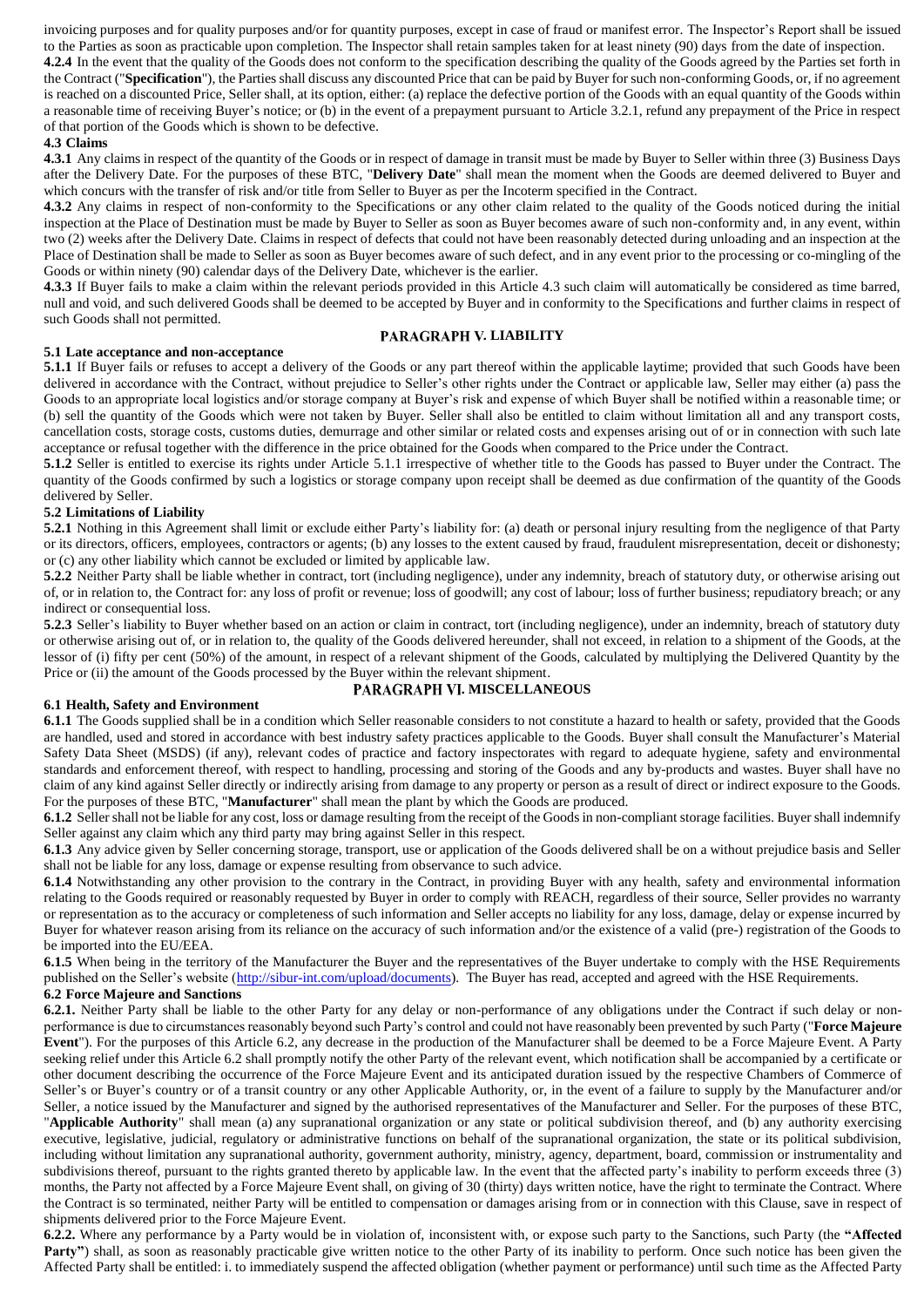invoicing purposes and for quality purposes and/or for quantity purposes, except in case of fraud or manifest error. The Inspector's Report shall be issued to the Parties as soon as practicable upon completion. The Inspector shall retain samples taken for at least ninety (90) days from the date of inspection.

**4.2.4** In the event that the quality of the Goods does not conform to the specification describing the quality of the Goods agreed by the Parties set forth in the Contract ("**Specification**"), the Parties shall discuss any discounted Price that can be paid by Buyer for such non-conforming Goods, or, if no agreement is reached on a discounted Price, Seller shall, at its option, either: (a) replace the defective portion of the Goods with an equal quantity of the Goods within a reasonable time of receiving Buyer's notice; or (b) in the event of a prepayment pursuant to Article 3.2.1, refund any prepayment of the Price in respect of that portion of the Goods which is shown to be defective.

**4.3 Claims**

**4.3.1** Any claims in respect of the quantity of the Goods or in respect of damage in transit must be made by Buyer to Seller within three (3) Business Days after the Delivery Date. For the purposes of these BTC, "**Delivery Date**" shall mean the moment when the Goods are deemed delivered to Buyer and which concurs with the transfer of risk and/or title from Seller to Buyer as per the Incoterm specified in the Contract.

**4.3.2** Any claims in respect of non-conformity to the Specifications or any other claim related to the quality of the Goods noticed during the initial inspection at the Place of Destination must be made by Buyer to Seller as soon as Buyer becomes aware of such non-conformity and, in any event, within two (2) weeks after the Delivery Date. Claims in respect of defects that could not have been reasonably detected during unloading and an inspection at the Place of Destination shall be made to Seller as soon as Buyer becomes aware of such defect, and in any event prior to the processing or co-mingling of the Goods or within ninety (90) calendar days of the Delivery Date, whichever is the earlier.

**4.3.3** If Buyer fails to make a claim within the relevant periods provided in this Article 4.3 such claim will automatically be considered as time barred, null and void, and such delivered Goods shall be deemed to be accepted by Buyer and in conformity to the Specifications and further claims in respect of such Goods shall not permitted.

## PARAGRAPH V. LIABILITY

**5.1 Late acceptance and non-acceptance**

**5.1.1** If Buyer fails or refuses to accept a delivery of the Goods or any part thereof within the applicable laytime; provided that such Goods have been delivered in accordance with the Contract, without prejudice to Seller's other rights under the Contract or applicable law, Seller may either (a) pass the Goods to an appropriate local logistics and/or storage company at Buyer's risk and expense of which Buyer shall be notified within a reasonable time; or (b) sell the quantity of the Goods which were not taken by Buyer. Seller shall also be entitled to claim without limitation all and any transport costs, cancellation costs, storage costs, customs duties, demurrage and other similar or related costs and expenses arising out of or in connection with such late acceptance or refusal together with the difference in the price obtained for the Goods when compared to the Price under the Contract.

**5.1.2** Seller is entitled to exercise its rights under Article 5.1.1 irrespective of whether title to the Goods has passed to Buyer under the Contract. The quantity of the Goods confirmed by such a logistics or storage company upon receipt shall be deemed as due confirmation of the quantity of the Goods delivered by Seller.

**5.2 Limitations of Liability**

**5.2.1** Nothing in this Agreement shall limit or exclude either Party's liability for: (a) death or personal injury resulting from the negligence of that Party or its directors, officers, employees, contractors or agents; (b) any losses to the extent caused by fraud, fraudulent misrepresentation, deceit or dishonesty; or (c) any other liability which cannot be excluded or limited by applicable law.

**5.2.2** Neither Party shall be liable whether in contract, tort (including negligence), under any indemnity, breach of statutory duty, or otherwise arising out of, or in relation to, the Contract for: any loss of profit or revenue; loss of goodwill; any cost of labour; loss of further business; repudiatory breach; or any indirect or consequential loss.

**5.2.3** Seller's liability to Buyer whether based on an action or claim in contract, tort (including negligence), under an indemnity, breach of statutory duty or otherwise arising out of, or in relation to, the quality of the Goods delivered hereunder, shall not exceed, in relation to a shipment of the Goods, at the lessor of (i) fifty per cent (50%) of the amount, in respect of a relevant shipment of the Goods, calculated by multiplying the Delivered Quantity by the Price or (ii) the amount of the Goods processed by the Buyer within the relevant shipment.

## PARAGRAPH VI. MISCELLANEOUS

**6.1 Health, Safety and Environment**

**6.1.1** The Goods supplied shall be in a condition which Seller reasonable considers to not constitute a hazard to health or safety, provided that the Goods are handled, used and stored in accordance with best industry safety practices applicable to the Goods. Buyer shall consult the Manufacturer's Material Safety Data Sheet (MSDS) (if any), relevant codes of practice and factory inspectorates with regard to adequate hygiene, safety and environmental standards and enforcement thereof, with respect to handling, processing and storing of the Goods and any by-products and wastes. Buyer shall have no claim of any kind against Seller directly or indirectly arising from damage to any property or person as a result of direct or indirect exposure to the Goods. For the purposes of these BTC, "**Manufacturer**" shall mean the plant by which the Goods are produced.

**6.1.2** Seller shall not be liable for any cost, loss or damage resulting from the receipt of the Goods in non-compliant storage facilities. Buyer shall indemnify Seller against any claim which any third party may bring against Seller in this respect.

**6.1.3** Any advice given by Seller concerning storage, transport, use or application of the Goods delivered shall be on a without prejudice basis and Seller shall not be liable for any loss, damage or expense resulting from observance to such advice.

**6.1.4** Notwithstanding any other provision to the contrary in the Contract, in providing Buyer with any health, safety and environmental information relating to the Goods required or reasonably requested by Buyer in order to comply with REACH, regardless of their source, Seller provides no warranty or representation as to the accuracy or completeness of such information and Seller accepts no liability for any loss, damage, delay or expense incurred by Buyer for whatever reason arising from its reliance on the accuracy of such information and/or the existence of a valid (pre-) registration of the Goods to be imported into the EU/EEA.

**6.1.5** When being in the territory of the Manufacturer the Buyer and the representatives of the Buyer undertake to comply with the HSE Requirements published on the Seller's website (http://sibur-int.com/upload/documents). The Buyer has read, accepted and agreed with the HSE Requirements.

**6.2 Force Majeure and Sanctions**

**6.2.1.** Neither Party shall be liable to the other Party for any delay or non-performance of any obligations under the Contract if such delay or non-performance is due to circumstances reasonably beyond such Party's control and could not have reasonably been prevented by such Party ("**Force Majeure Event**"). For the purposes of this Article 6.2, any decrease in the production of the Manufacturer shall be deemed to be a Force Majeure Event. A Party seeking relief under this Article 6.2 shall promptly notify the other Party of the relevant event, which notification shall be accompanied by a certificate or other document describing the occurrence of the Force Majeure Event and its anticipated duration issued by the respective Chambers of Commerce of Seller's or Buyer's country or of a transit country or any other Applicable Authority, or, in the event of a failure to supply by the Manufacturer and/or Seller, a notice issued by the Manufacturer and signed by the authorised representatives of the Manufacturer and Seller. For the purposes of these BTC, "**Applicable Authority**" shall mean (a) any supranational organization or any state or political subdivision thereof, and (b) any authority exercising executive, legislative, judicial, regulatory or administrative functions on behalf of the supranational organization, the state or its political subdivision, including without limitation any supranational authority, government authority, ministry, agency, department, board, commission or instrumentality and subdivisions thereof, pursuant to the rights granted thereto by applicable law. In the event that the affected party's inability to perform exceeds three (3) months, the Party not affected by a Force Majeure Event shall, on giving of 30 (thirty) days written notice, have the right to terminate the Contract. Where the Contract is so terminated, neither Party will be entitled to compensation or damages arising from or in connection with this Clause, save in respect of shipments delivered prior to the Force Majeure Event.

**6.2.2.** Where any performance by a Party would be in violation of, inconsistent with, or expose such party to the Sanctions, such Party (the **"Affected Party"**) shall, as soon as reasonably practicable give written notice to the other Party of its inability to perform. Once such notice has been given the Affected Party shall be entitled: i. to immediately suspend the affected obligation (whether payment or performance) until such time as the Affected Party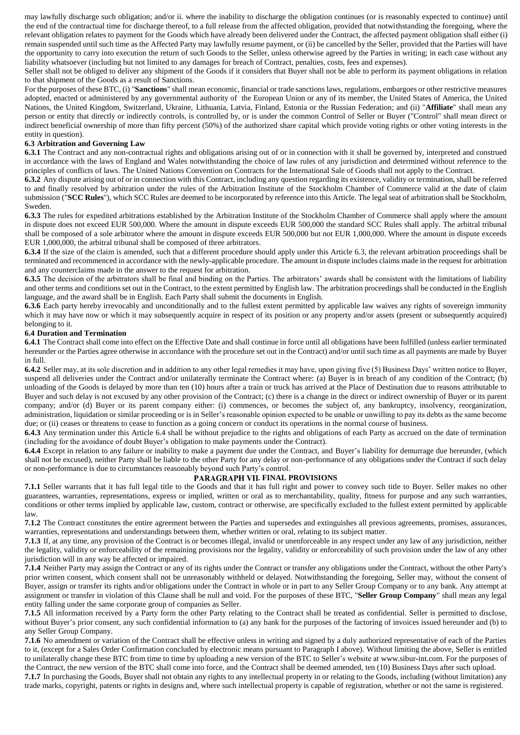may lawfully discharge such obligation; and/or ii. where the inability to discharge the obligation continues (or is reasonably expected to continue) until the end of the contractual time for discharge thereof, to a full release from the affected obligation, provided that notwithstanding the foregoing, where the relevant obligation relates to payment for the Goods which have already been delivered under the Contract, the affected payment obligation shall either (i) remain suspended until such time as the Affected Party may lawfully resume payment, or (ii) be cancelled by the Seller, provided that the Parties will have the opportunity to carry into execution the return of such Goods to the Seller, unless otherwise agreed by the Parties in writing; in each case without any liability whatsoever (including but not limited to any damages for breach of Contract, penalties, costs, fees and expenses).

Seller shall not be obliged to deliver any shipment of the Goods if it considers that Buyer shall not be able to perform its payment obligations in relation to that shipment of the Goods as a result of Sanctions.

For the purposes of these BTC, (i) "**Sanctions**" shall mean economic, financial or trade sanctions laws, regulations, embargoes or other restrictive measures adopted, enacted or administered by any governmental authority of the European Union or any of its member, the United States of America, the United Nations, the United Kingdom, Switzerland, Ukraine, Lithuania, Latvia, Finland, Estonia or the Russian Federation; and (ii) "**Affiliate**" shall mean any person or entity that directly or indirectly controls, is controlled by, or is under the common Control of Seller or Buyer ("Control" shall mean direct or indirect beneficial ownership of more than fifty percent (50%) of the authorized share capital which provide voting rights or other voting interests in the entity in question).

**6.3 Arbitration and Governing Law**

**6.3.1** The Contract and any non-contractual rights and obligations arising out of or in connection with it shall be governed by, interpreted and construed in accordance with the laws of England and Wales notwithstanding the choice of law rules of any jurisdiction and determined without reference to the principles of conflicts of laws. The United Nations Convention on Contracts for the International Sale of Goods shall not apply to the Contract.

**6.3.2** Any dispute arising out of or in connection with this Contract, including any question regarding its existence, validity or termination, shall be referred to and finally resolved by arbitration under the rules of the Arbitration Institute of the Stockholm Chamber of Commerce valid at the date of claim submission ("**SCC Rules**"), which SCC Rules are deemed to be incorporated by reference into this Article. The legal seat of arbitration shall be Stockholm, Sweden.

**6.3.3** The rules for expedited arbitrations established by the Arbitration Institute of the Stockholm Chamber of Commerce shall apply where the amount in dispute does not exceed EUR 500,000. Where the amount in dispute exceeds EUR 500,000 the standard SCC Rules shall apply. The arbitral tribunal shall be composed of a sole arbitrator where the amount in dispute exceeds EUR 500,000 but not EUR 1,000,000. Where the amount in dispute exceeds EUR 1,000,000, the arbitral tribunal shall be composed of three arbitrators.

**6.3.4** If the size of the claim is amended, such that a different procedure should apply under this Article 6.3, the relevant arbitration proceedings shall be terminated and recommenced in accordance with the newly-applicable procedure. The amount in dispute includes claims made in the request for arbitration and any counterclaims made in the answer to the request for arbitration.

**6.3.5** The decision of the arbitrators shall be final and binding on the Parties. The arbitrators' awards shall be consistent with the limitations of liability and other terms and conditions set out in the Contract, to the extent permitted by English law. The arbitration proceedings shall be conducted in the English language, and the award shall be in English. Each Party shall submit the documents in English.

**6.3.6** Each party hereby irrevocably and unconditionally and to the fullest extent permitted by applicable law waives any rights of sovereign immunity which it may have now or which it may subsequently acquire in respect of its position or any property and/or assets (present or subsequently acquired) belonging to it.

**6.4 Duration and Termination**

**6.4.1** The Contract shall come into effect on the Effective Date and shall continue in force until all obligations have been fulfilled (unless earlier terminated hereunder or the Parties agree otherwise in accordance with the procedure set out in the Contract) and/or until such time as all payments are made by Buyer in full.

**6.4.2** Seller may, at its sole discretion and in addition to any other legal remedies it may have, upon giving five (5) Business Days' written notice to Buyer, suspend all deliveries under the Contract and/or unilaterally terminate the Contract where: (a) Buyer is in breach of any condition of the Contract; (b) unloading of the Goods is delayed by more than ten (10) hours after a train or truck has arrived at the Place of Destination due to reasons attributable to Buyer and such delay is not excused by any other provision of the Contract; (c) there is a change in the direct or indirect ownership of Buyer or its parent company; and/or (d) Buyer or its parent company either: (i) commences, or becomes the subject of, any bankruptcy, insolvency, reorganization, administration, liquidation or similar proceeding or is in Seller's reasonable opinion expected to be unable or unwilling to pay its debts as the same become due; or (ii) ceases or threatens to cease to function as a going concern or conduct its operations in the normal course of business.

**6.4.3** Any termination under this Article 6.4 shall be without prejudice to the rights and obligations of each Party as accrued on the date of termination (including for the avoidance of doubt Buyer's obligation to make payments under the Contract).

**6.4.4** Except in relation to any failure or inability to make a payment due under the Contract, and Buyer's liability for demurrage due hereunder, (which shall not be excused), neither Party shall be liable to the other Party for any delay or non-performance of any obligations under the Contract if such delay or non-performance is due to circumstances reasonably beyond such Party's control.

## PARAGRAPH VII. FINAL PROVISIONS

**7.1.1** Seller warrants that it has full legal title to the Goods and that it has full right and power to convey such title to Buyer. Seller makes no other guarantees, warranties, representations, express or implied, written or oral as to merchantability, quality, fitness for purpose and any such warranties, conditions or other terms implied by applicable law, custom, contract or otherwise, are specifically excluded to the fullest extent permitted by applicable law.

**7.1.2** The Contract constitutes the entire agreement between the Parties and supersedes and extinguishes all previous agreements, promises, assurances, warranties, representations and understandings between them, whether written or oral, relating to its subject matter.

**7.1.3** If, at any time, any provision of the Contract is or becomes illegal, invalid or unenforceable in any respect under any law of any jurisdiction, neither the legality, validity or enforceability of the remaining provisions nor the legality, validity or enforceability of such provision under the law of any other jurisdiction will in any way be affected or impaired.

**7.1.4** Neither Party may assign the Contract or any of its rights under the Contract or transfer any obligations under the Contract, without the other Party's prior written consent, which consent shall not be unreasonably withheld or delayed. Notwithstanding the foregoing, Seller may, without the consent of Buyer, assign or transfer its rights and/or obligations under the Contract in whole or in part to any Seller Group Company or to any bank. Any attempt at assignment or transfer in violation of this Clause shall be null and void. For the purposes of these BTC, "**Seller Group Company**" shall mean any legal entity falling under the same corporate group of companies as Seller.

**7.1.5** All information received by a Party form the other Party relating to the Contract shall be treated as confidential. Seller is permitted to disclose, without Buyer's prior consent, any such confidential information to (a) any bank for the purposes of the factoring of invoices issued hereunder and (b) to any Seller Group Company.

**7.1.6** No amendment or variation of the Contract shall be effective unless in writing and signed by a duly authorized representative of each of the Parties to it, (except for a Sales Order Confirmation concluded by electronic means pursuant to Paragraph I above). Without limiting the above, Seller is entitled to unilaterally change these BTC from time to time by uploading a new version of the BTC to Seller's website at www.sibur-int.com. For the purposes of the Contract, the new version of the BTC shall come into force, and the Contract shall be deemed amended, ten (10) Business Days after such upload.

**7.1.7** In purchasing the Goods, Buyer shall not obtain any rights to any intellectual property in or relating to the Goods, including (without limitation) any trade marks, copyright, patents or rights in designs and, where such intellectual property is capable of registration, whether or not the same is registered.